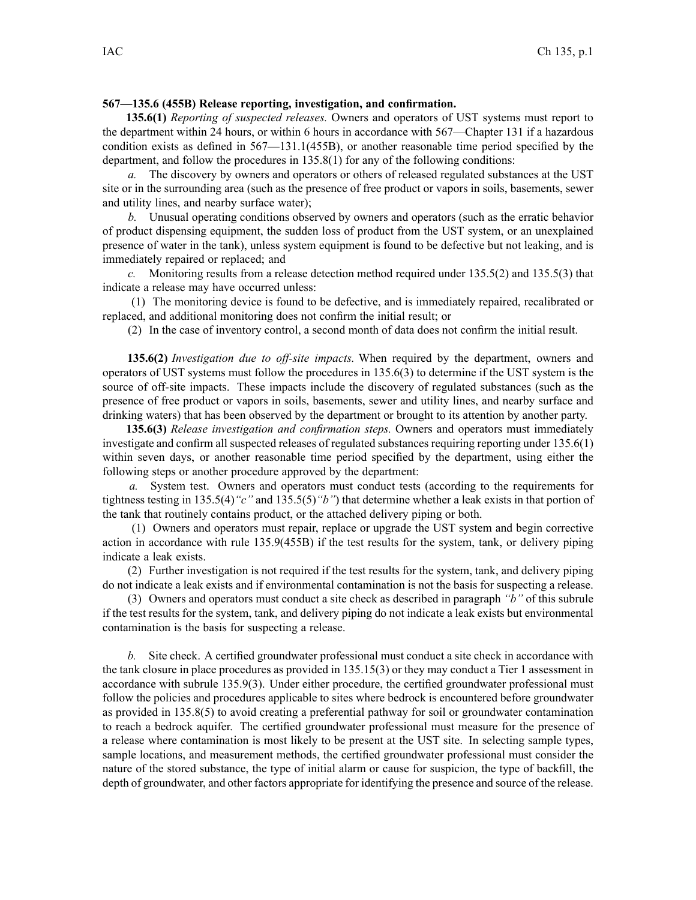**567—135.6 (455B) Release reporting, investigation, and confirmation.**

**135.6(1)** *Reporting of suspected releases.* Owners and operators of UST systems must report to the department within 24 hours, or within 6 hours in accordance with 567—Chapter 131 if a hazardous condition exists as defined in 567—131.1(455B), or another reasonable time period specified by the department, and follow the procedures in 135.8(1) for any of the following conditions:

*a.* The discovery by owners and operators or others of released regulated substances at the UST site or in the surrounding area (such as the presence of free product or vapors in soils, basements, sewer and utility lines, and nearby surface water);

*b.* Unusual operating conditions observed by owners and operators (such as the erratic behavior of product dispensing equipment, the sudden loss of product from the UST system, or an unexplained presence of water in the tank), unless system equipment is found to be defective but not leaking, and is immediately repaired or replaced; and

*c.* Monitoring results from a release detection method required under 135.5(2) and 135.5(3) that indicate a release may have occurred unless:

(1) The monitoring device is found to be defective, and is immediately repaired, recalibrated or replaced, and additional monitoring does not confirm the initial result; or

(2) In the case of inventory control, a second month of data does not confirm the initial result.

**135.6(2)** *Investigation due to off-site impacts.* When required by the department, owners and operators of UST systems must follow the procedures in 135.6(3) to determine if the UST system is the source of off-site impacts. These impacts include the discovery of regulated substances (such as the presence of free product or vapors in soils, basements, sewer and utility lines, and nearby surface and drinking waters) that has been observed by the department or brought to its attention by another party.

**135.6(3)** *Release investigation and confirmation steps.* Owners and operators must immediately investigate and confirm all suspected releases of regulated substances requiring reporting under 135.6(1) within seven days, or another reasonable time period specified by the department, using either the following steps or another procedure approved by the department:

*a.* System test. Owners and operators must conduct tests (according to the requirements for tightness testing in 135.5(4)*"c"* and 135.5(5)*"b"*) that determine whether a leak exists in that portion of the tank that routinely contains product, or the attached delivery piping or both.

(1) Owners and operators must repair, replace or upgrade the UST system and begin corrective action in accordance with rule 135.9(455B) if the test results for the system, tank, or delivery piping indicate a leak exists.

(2) Further investigation is not required if the test results for the system, tank, and delivery piping do not indicate a leak exists and if environmental contamination is not the basis for suspecting a release.

(3) Owners and operators must conduct a site check as described in paragraph *"b"* of this subrule if the test results for the system, tank, and delivery piping do not indicate a leak exists but environmental contamination is the basis for suspecting a release.

*b.* Site check. A certified groundwater professional must conduct a site check in accordance with the tank closure in place procedures as provided in 135.15(3) or they may conduct a Tier 1 assessment in accordance with subrule 135.9(3). Under either procedure, the certified groundwater professional must follow the policies and procedures applicable to sites where bedrock is encountered before groundwater as provided in 135.8(5) to avoid creating a preferential pathway for soil or groundwater contamination to reach a bedrock aquifer. The certified groundwater professional must measure for the presence of a release where contamination is most likely to be present at the UST site. In selecting sample types, sample locations, and measurement methods, the certified groundwater professional must consider the nature of the stored substance, the type of initial alarm or cause for suspicion, the type of backfill, the depth of groundwater, and other factors appropriate for identifying the presence and source of the release.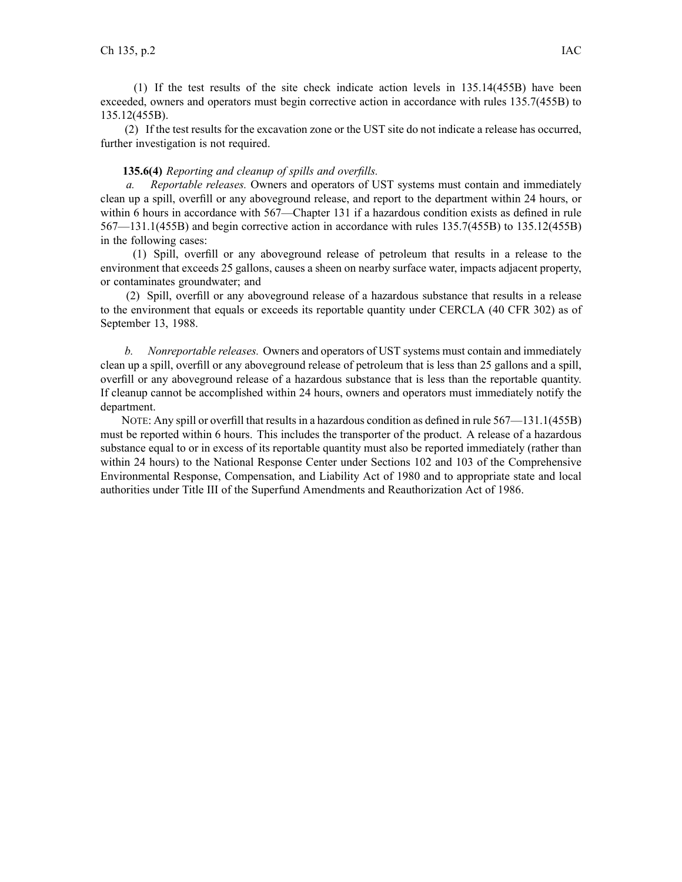(1) If the test results of the site check indicate action levels in 135.14(455B) have been exceeded, owners and operators must begin corrective action in accordance with rules 135.7(455B) to 135.12(455B).

(2) If the test results for the excavation zone or the UST site do not indicate a release has occurred, further investigation is not required.

**135.6(4)** *Reporting and cleanup of spills and overfills.*

*a.* *Reportable releases.* Owners and operators of UST systems must contain and immediately clean up a spill, overfill or any aboveground release, and report to the department within 24 hours, or within 6 hours in accordance with 567—Chapter 131 if a hazardous condition exists as defined in rule 567—131.1(455B) and begin corrective action in accordance with rules 135.7(455B) to 135.12(455B) in the following cases:

(1) Spill, overfill or any aboveground release of petroleum that results in a release to the environment that exceeds 25 gallons, causes a sheen on nearby surface water, impacts adjacent property, or contaminates groundwater; and

(2) Spill, overfill or any aboveground release of a hazardous substance that results in a release to the environment that equals or exceeds its reportable quantity under CERCLA (40 CFR 302) as of September 13, 1988.

*b.* *Nonreportable releases.* Owners and operators of UST systems must contain and immediately clean up a spill, overfill or any aboveground release of petroleum that is less than 25 gallons and a spill, overfill or any aboveground release of a hazardous substance that is less than the reportable quantity. If cleanup cannot be accomplished within 24 hours, owners and operators must immediately notify the department.

NOTE: Any spill or overfill that results in a hazardous condition as defined in rule 567—131.1(455B) must be reported within 6 hours. This includes the transporter of the product. A release of a hazardous substance equal to or in excess of its reportable quantity must also be reported immediately (rather than within 24 hours) to the National Response Center under Sections 102 and 103 of the Comprehensive Environmental Response, Compensation, and Liability Act of 1980 and to appropriate state and local authorities under Title III of the Superfund Amendments and Reauthorization Act of 1986.